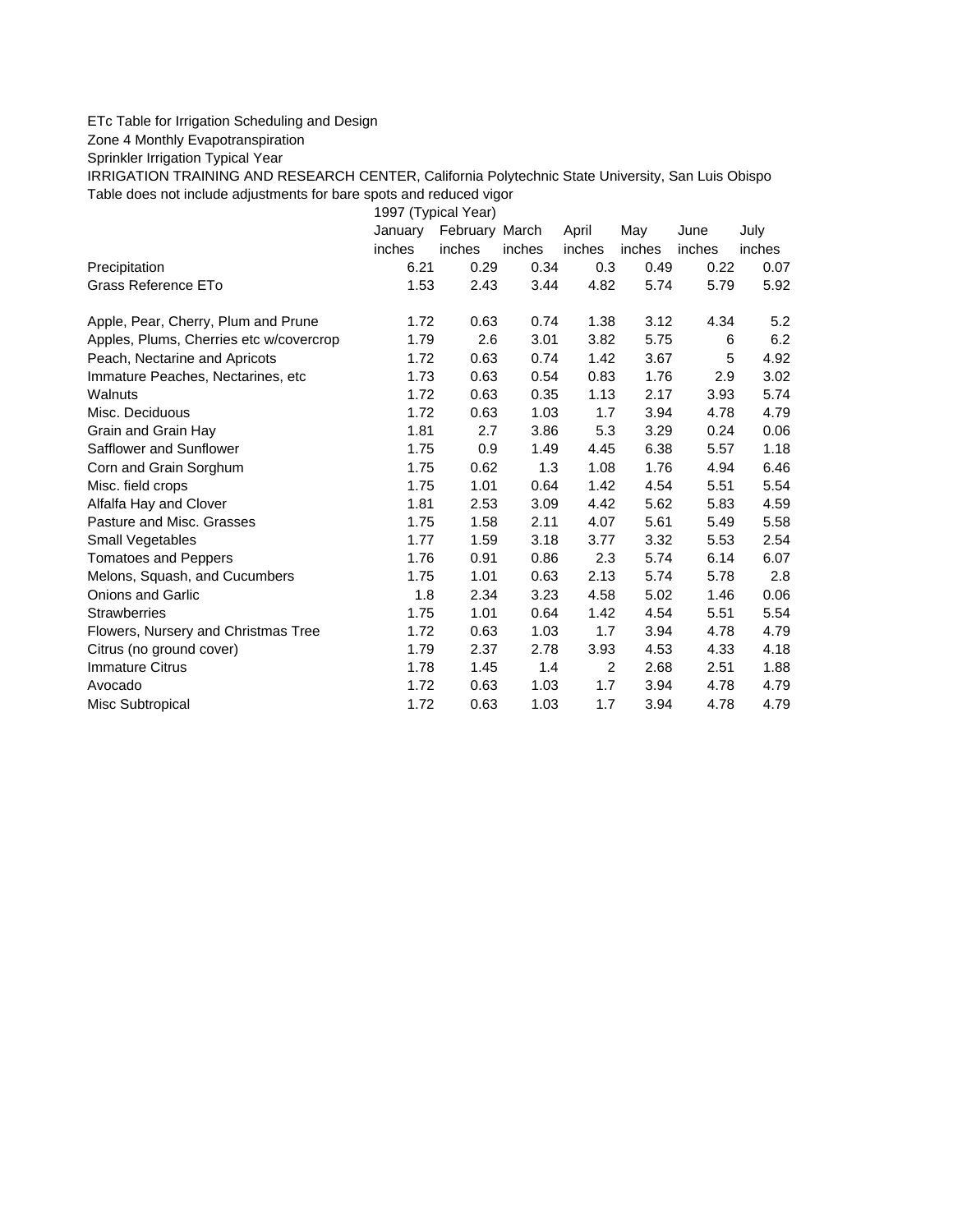ETc Table for Irrigation Scheduling and Design

Zone 4 Monthly Evapotranspiration

Sprinkler Irrigation Typical Year

IRRIGATION TRAINING AND RESEARCH CENTER, California Polytechnic State University, San Luis Obispo

Table does not include adjustments for bare spots and reduced vigor

| | 1997 (Typical Year) | | | | | | |
|---|---|---|---|---|---|---|---|
| | January | February | March | April | May | June | July |
| | inches | inches | inches | inches | inches | inches | inches |
| Precipitation | 6.21 | 0.29 | 0.34 | 0.3 | 0.49 | 0.22 | 0.07 |
| Grass Reference ETo | 1.53 | 2.43 | 3.44 | 4.82 | 5.74 | 5.79 | 5.92 |
| | | | | | | | |
| Apple, Pear, Cherry, Plum and Prune | 1.72 | 0.63 | 0.74 | 1.38 | 3.12 | 4.34 | 5.2 |
| Apples, Plums, Cherries etc w/covercrop | 1.79 | 2.6 | 3.01 | 3.82 | 5.75 | 6 | 6.2 |
| Peach, Nectarine and Apricots | 1.72 | 0.63 | 0.74 | 1.42 | 3.67 | 5 | 4.92 |
| Immature Peaches, Nectarines, etc | 1.73 | 0.63 | 0.54 | 0.83 | 1.76 | 2.9 | 3.02 |
| Walnuts | 1.72 | 0.63 | 0.35 | 1.13 | 2.17 | 3.93 | 5.74 |
| Misc. Deciduous | 1.72 | 0.63 | 1.03 | 1.7 | 3.94 | 4.78 | 4.79 |
| Grain and Grain Hay | 1.81 | 2.7 | 3.86 | 5.3 | 3.29 | 0.24 | 0.06 |
| Safflower and Sunflower | 1.75 | 0.9 | 1.49 | 4.45 | 6.38 | 5.57 | 1.18 |
| Corn and Grain Sorghum | 1.75 | 0.62 | 1.3 | 1.08 | 1.76 | 4.94 | 6.46 |
| Misc. field crops | 1.75 | 1.01 | 0.64 | 1.42 | 4.54 | 5.51 | 5.54 |
| Alfalfa Hay and Clover | 1.81 | 2.53 | 3.09 | 4.42 | 5.62 | 5.83 | 4.59 |
| Pasture and Misc. Grasses | 1.75 | 1.58 | 2.11 | 4.07 | 5.61 | 5.49 | 5.58 |
| Small Vegetables | 1.77 | 1.59 | 3.18 | 3.77 | 3.32 | 5.53 | 2.54 |
| Tomatoes and Peppers | 1.76 | 0.91 | 0.86 | 2.3 | 5.74 | 6.14 | 6.07 |
| Melons, Squash, and Cucumbers | 1.75 | 1.01 | 0.63 | 2.13 | 5.74 | 5.78 | 2.8 |
| Onions and Garlic | 1.8 | 2.34 | 3.23 | 4.58 | 5.02 | 1.46 | 0.06 |
| Strawberries | 1.75 | 1.01 | 0.64 | 1.42 | 4.54 | 5.51 | 5.54 |
| Flowers, Nursery and Christmas Tree | 1.72 | 0.63 | 1.03 | 1.7 | 3.94 | 4.78 | 4.79 |
| Citrus (no ground cover) | 1.79 | 2.37 | 2.78 | 3.93 | 4.53 | 4.33 | 4.18 |
| Immature Citrus | 1.78 | 1.45 | 1.4 | 2 | 2.68 | 2.51 | 1.88 |
| Avocado | 1.72 | 0.63 | 1.03 | 1.7 | 3.94 | 4.78 | 4.79 |
| Misc Subtropical | 1.72 | 0.63 | 1.03 | 1.7 | 3.94 | 4.78 | 4.79 |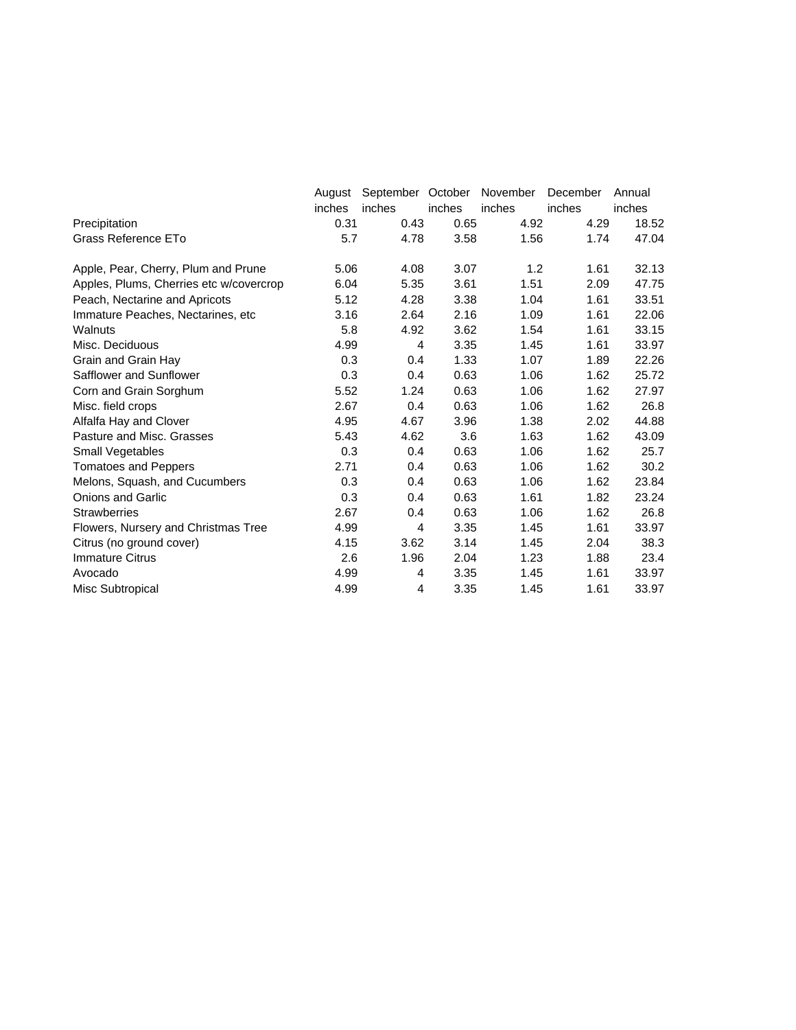| | August inches | September inches | October inches | November inches | December inches | Annual inches |
|---|---|---|---|---|---|---|
| Precipitation | 0.31 | 0.43 | 0.65 | 4.92 | 4.29 | 18.52 |
| Grass Reference ETo | 5.7 | 4.78 | 3.58 | 1.56 | 1.74 | 47.04 |
| | | | | | | |
| Apple, Pear, Cherry, Plum and Prune | 5.06 | 4.08 | 3.07 | 1.2 | 1.61 | 32.13 |
| Apples, Plums, Cherries etc w/covercrop | 6.04 | 5.35 | 3.61 | 1.51 | 2.09 | 47.75 |
| Peach, Nectarine and Apricots | 5.12 | 4.28 | 3.38 | 1.04 | 1.61 | 33.51 |
| Immature Peaches, Nectarines, etc | 3.16 | 2.64 | 2.16 | 1.09 | 1.61 | 22.06 |
| Walnuts | 5.8 | 4.92 | 3.62 | 1.54 | 1.61 | 33.15 |
| Misc. Deciduous | 4.99 | 4 | 3.35 | 1.45 | 1.61 | 33.97 |
| Grain and Grain Hay | 0.3 | 0.4 | 1.33 | 1.07 | 1.89 | 22.26 |
| Safflower and Sunflower | 0.3 | 0.4 | 0.63 | 1.06 | 1.62 | 25.72 |
| Corn and Grain Sorghum | 5.52 | 1.24 | 0.63 | 1.06 | 1.62 | 27.97 |
| Misc. field crops | 2.67 | 0.4 | 0.63 | 1.06 | 1.62 | 26.8 |
| Alfalfa Hay and Clover | 4.95 | 4.67 | 3.96 | 1.38 | 2.02 | 44.88 |
| Pasture and Misc. Grasses | 5.43 | 4.62 | 3.6 | 1.63 | 1.62 | 43.09 |
| Small Vegetables | 0.3 | 0.4 | 0.63 | 1.06 | 1.62 | 25.7 |
| Tomatoes and Peppers | 2.71 | 0.4 | 0.63 | 1.06 | 1.62 | 30.2 |
| Melons, Squash, and Cucumbers | 0.3 | 0.4 | 0.63 | 1.06 | 1.62 | 23.84 |
| Onions and Garlic | 0.3 | 0.4 | 0.63 | 1.61 | 1.82 | 23.24 |
| Strawberries | 2.67 | 0.4 | 0.63 | 1.06 | 1.62 | 26.8 |
| Flowers, Nursery and Christmas Tree | 4.99 | 4 | 3.35 | 1.45 | 1.61 | 33.97 |
| Citrus (no ground cover) | 4.15 | 3.62 | 3.14 | 1.45 | 2.04 | 38.3 |
| Immature Citrus | 2.6 | 1.96 | 2.04 | 1.23 | 1.88 | 23.4 |
| Avocado | 4.99 | 4 | 3.35 | 1.45 | 1.61 | 33.97 |
| Misc Subtropical | 4.99 | 4 | 3.35 | 1.45 | 1.61 | 33.97 |